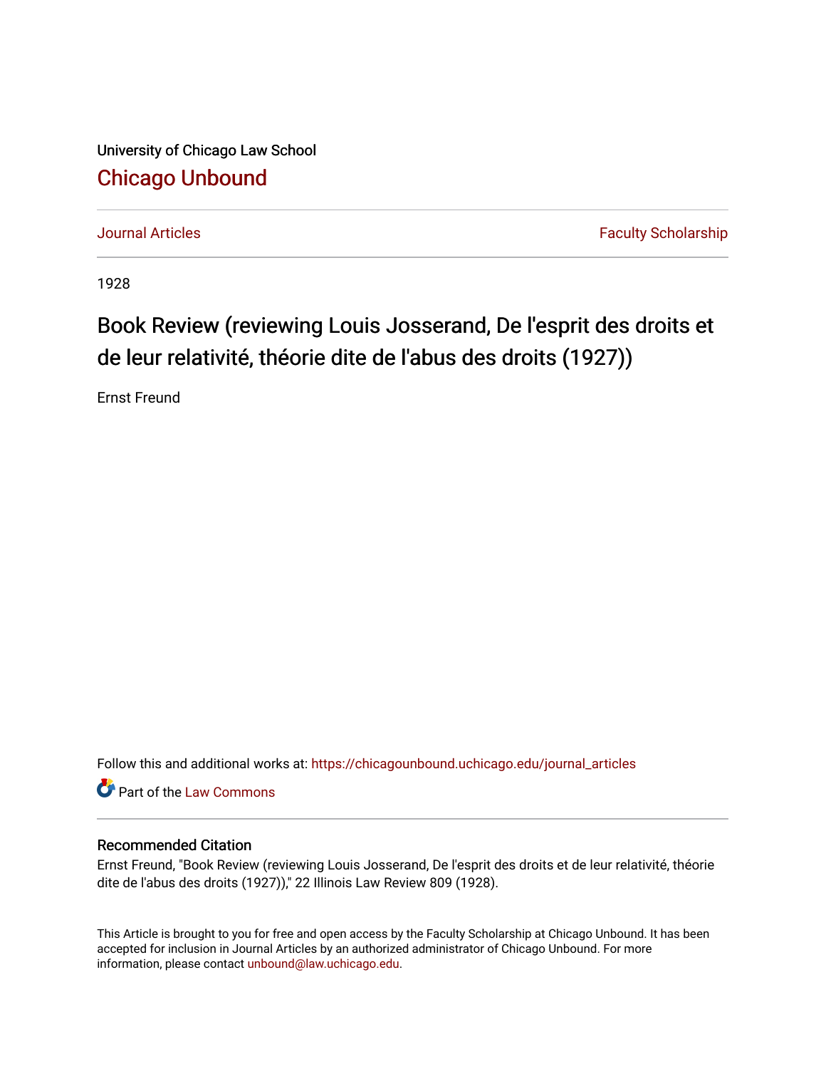University of Chicago Law School

# Chicago Unbound

Journal Articles | Faculty Scholarship

1928

## Book Review (reviewing Louis Josserand, De l'esprit des droits et de leur relativité, théorie dite de l'abus des droits (1927))

Ernst Freund

Follow this and additional works at: https://chicagounbound.uchicago.edu/journal_articles

Part of the Law Commons

### Recommended Citation

Ernst Freund, "Book Review (reviewing Louis Josserand, De l'esprit des droits et de leur relativité, théorie dite de l'abus des droits (1927))," 22 Illinois Law Review 809 (1928).

This Article is brought to you for free and open access by the Faculty Scholarship at Chicago Unbound. It has been accepted for inclusion in Journal Articles by an authorized administrator of Chicago Unbound. For more information, please contact unbound@law.uchicago.edu.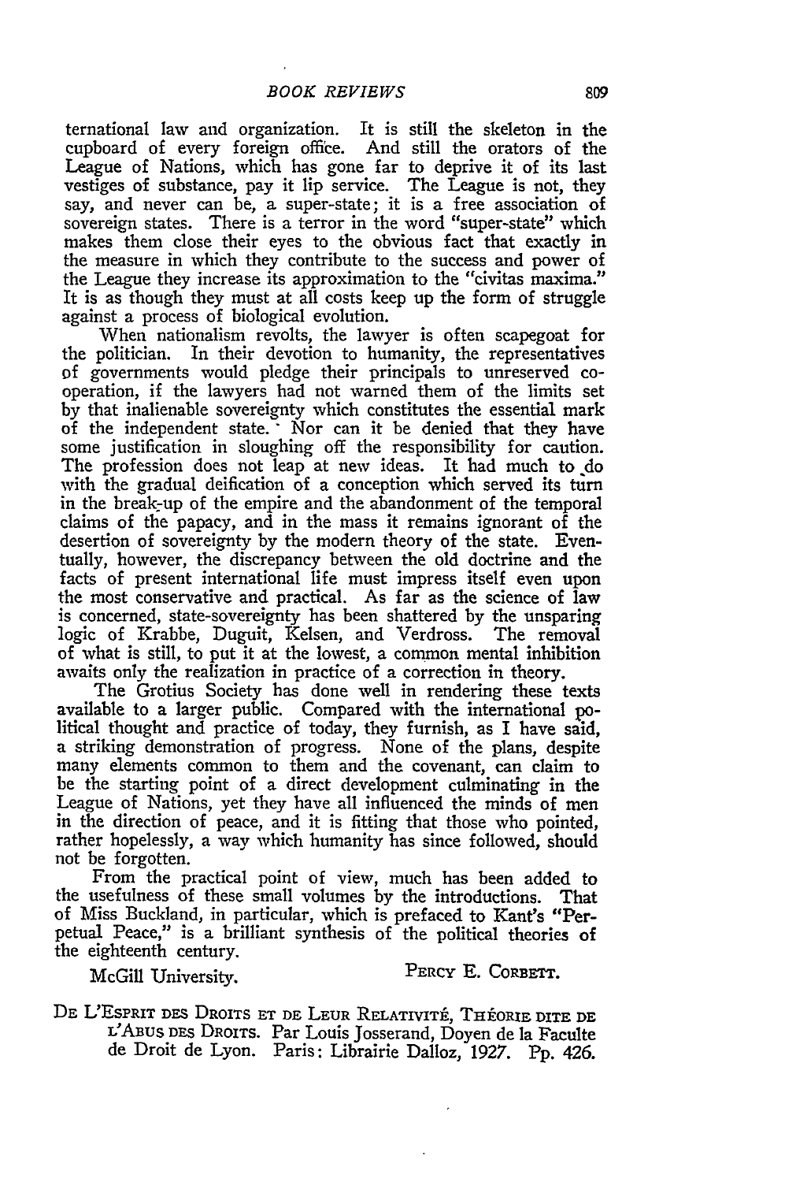ternational law and organization. It is still the skeleton in the cupboard of every foreign office. And still the orators of the League of Nations, which has gone far to deprive it of its last vestiges of substance, pay it lip service. The League is not, they say, and never can be, a super-state; it is a free association of sovereign states. There is a terror in the word "super-state" which makes them close their eyes to the obvious fact that exactly in the measure in which they contribute to the success and power of the League they increase its approximation to the "civitas maxima." It is as though they must at all costs keep up the form of struggle against a process of biological evolution.

When nationalism revolts, the lawyer is often scapegoat for the politician. In their devotion to humanity, the representatives of governments would pledge their principals to unreserved co-operation, if the lawyers had not warned them of the limits set by that inalienable sovereignty which constitutes the essential mark of the independent state. Nor can it be denied that they have some justification in sloughing off the responsibility for caution. The profession does not leap at new ideas. It had much to do with the gradual deification of a conception which served its turn in the break-up of the empire and the abandonment of the temporal claims of the papacy, and in the mass it remains ignorant of the desertion of sovereignty by the modern theory of the state. Eventually, however, the discrepancy between the old doctrine and the facts of present international life must impress itself even upon the most conservative and practical. As far as the science of law is concerned, state-sovereignty has been shattered by the unsparing logic of Krabbe, Duguit, Kelsen, and Verdross. The removal of what is still, to put it at the lowest, a common mental inhibition awaits only the realization in practice of a correction in theory.

The Grotius Society has done well in rendering these texts available to a larger public. Compared with the international political thought and practice of today, they furnish, as I have said, a striking demonstration of progress. None of the plans, despite many elements common to them and the covenant, can claim to be the starting point of a direct development culminating in the League of Nations, yet they have all influenced the minds of men in the direction of peace, and it is fitting that those who pointed, rather hopelessly, a way which humanity has since followed, should not be forgotten.

From the practical point of view, much has been added to the usefulness of these small volumes by the introductions. That of Miss Buckland, in particular, which is prefaced to Kant's "Perpetual Peace," is a brilliant synthesis of the political theories of the eighteenth century.

McGill University. PERCY E. CORBETT.

DE L'ESPRIT DES DROITS ET DE LEUR RELATIVITÉ, THÉORIE DITE DE L'ABUS DES DROITS. Par Louis Josserand, Doyen de la Faculte de Droit de Lyon. Paris: Librairie Dalloz, 1927. Pp. 426.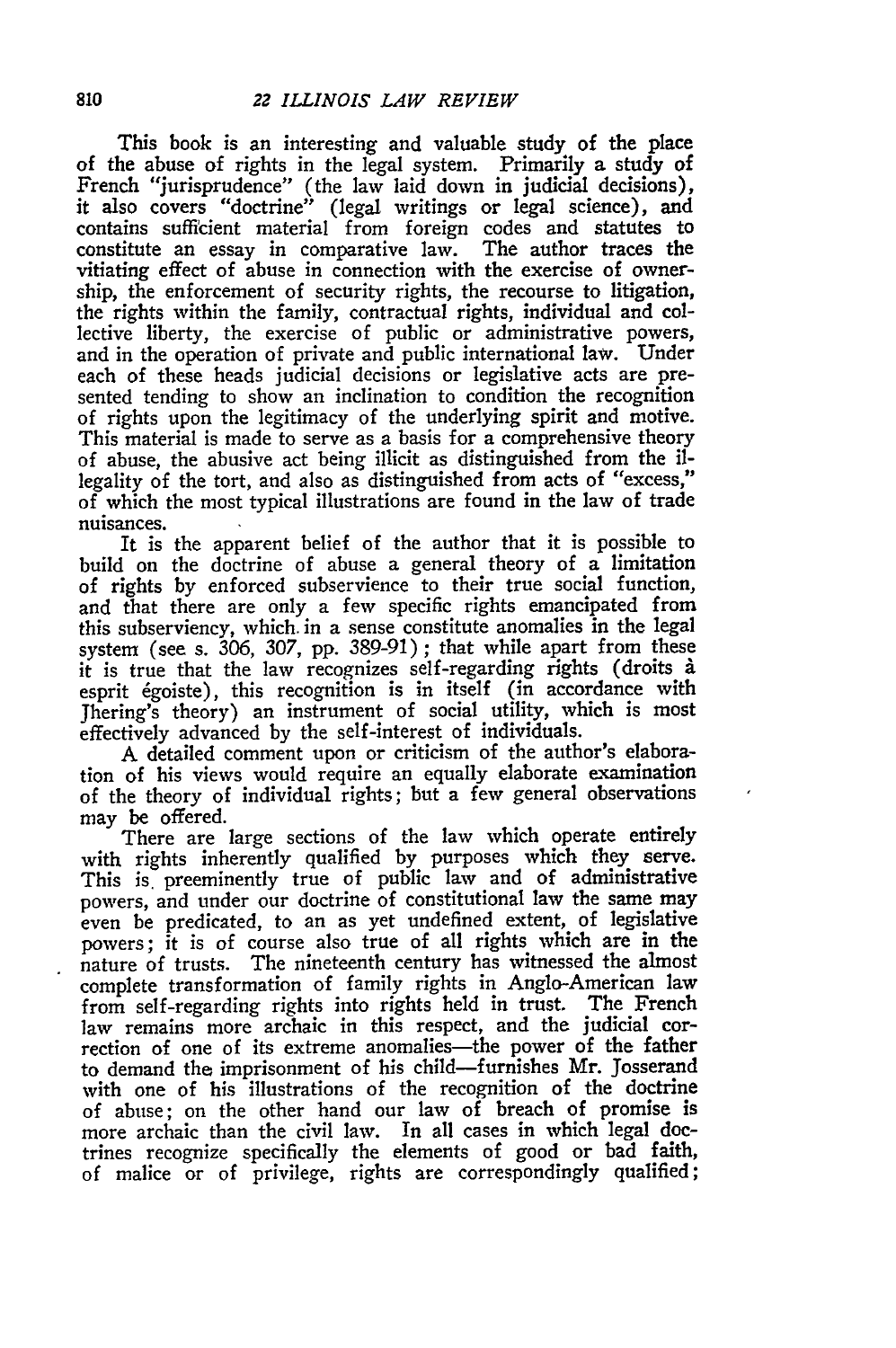This book is an interesting and valuable study of the place of the abuse of rights in the legal system. Primarily a study of French "jurisprudence" (the law laid down in judicial decisions), it also covers "doctrine" (legal writings or legal science), and contains sufficient material from foreign codes and statutes to constitute an essay in comparative law. The author traces the vitiating effect of abuse in connection with the exercise of ownership, the enforcement of security rights, the recourse to litigation, the rights within the family, contractual rights, individual and collective liberty, the exercise of public or administrative powers, and in the operation of private and public international law. Under each of these heads judicial decisions or legislative acts are presented tending to show an inclination to condition the recognition of rights upon the legitimacy of the underlying spirit and motive. This material is made to serve as a basis for a comprehensive theory of abuse, the abusive act being illicit as distinguished from the illegality of the tort, and also as distinguished from acts of "excess," of which the most typical illustrations are found in the law of trade nuisances.

It is the apparent belief of the author that it is possible to build on the doctrine of abuse a general theory of a limitation of rights by enforced subservience to their true social function, and that there are only a few specific rights emancipated from this subserviency, which in a sense constitute anomalies in the legal system (see s. 306, 307, pp. 389-91); that while apart from these it is true that the law recognizes self-regarding rights (droits à esprit égoiste), this recognition is in itself (in accordance with Jhering's theory) an instrument of social utility, which is most effectively advanced by the self-interest of individuals.

A detailed comment upon or criticism of the author's elaboration of his views would require an equally elaborate examination of the theory of individual rights; but a few general observations may be offered.

There are large sections of the law which operate entirely with rights inherently qualified by purposes which they serve. This is preeminently true of public law and of administrative powers, and under our doctrine of constitutional law the same may even be predicated, to an as yet undefined extent, of legislative powers; it is of course also true of all rights which are in the nature of trusts. The nineteenth century has witnessed the almost complete transformation of family rights in Anglo-American law from self-regarding rights into rights held in trust. The French law remains more archaic in this respect, and the judicial correction of one of its extreme anomalies—the power of the father to demand the imprisonment of his child—furnishes Mr. Josserand with one of his illustrations of the recognition of the doctrine of abuse; on the other hand our law of breach of promise is more archaic than the civil law. In all cases in which legal doctrines recognize specifically the elements of good or bad faith, of malice or of privilege, rights are correspondingly qualified;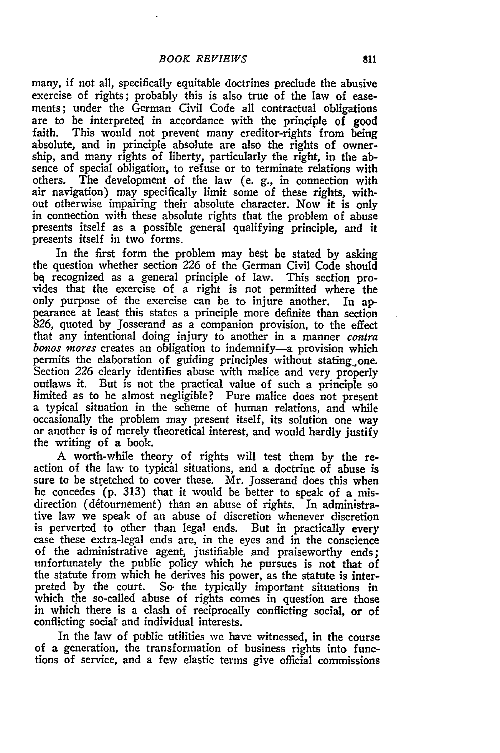many, if not all, specifically equitable doctrines preclude the abusive exercise of rights; probably this is also true of the law of easements; under the German Civil Code all contractual obligations are to be interpreted in accordance with the principle of good faith. This would not prevent many creditor-rights from being absolute, and in principle absolute are also the rights of ownership, and many rights of liberty, particularly the right, in the absence of special obligation, to refuse or to terminate relations with others. The development of the law (e. g., in connection with air navigation) may specifically limit some of these rights, without otherwise impairing their absolute character. Now it is only in connection with these absolute rights that the problem of abuse presents itself as a possible general qualifying principle, and it presents itself in two forms.

In the first form the problem may best be stated by asking the question whether section 226 of the German Civil Code should be recognized as a general principle of law. This section provides that the exercise of a right is not permitted where the only purpose of the exercise can be to injure another. In appearance at least this states a principle more definite than section 826, quoted by Josserand as a companion provision, to the effect that any intentional doing injury to another in a manner *contra bonos mores* creates an obligation to indemnify—a provision which permits the elaboration of guiding principles without stating one. Section 226 clearly identifies abuse with malice and very properly outlaws it. But is not the practical value of such a principle so limited as to be almost negligible? Pure malice does not present a typical situation in the scheme of human relations, and while occasionally the problem may present itself, its solution one way or another is of merely theoretical interest, and would hardly justify the writing of a book.

A worth-while theory of rights will test them by the reaction of the law to typical situations, and a doctrine of abuse is sure to be stretched to cover these. Mr. Josserand does this when he concedes (p. 313) that it would be better to speak of a misdirection (détournement) than an abuse of rights. In administrative law we speak of an abuse of discretion whenever discretion is perverted to other than legal ends. But in practically every case these extra-legal ends are, in the eyes and in the conscience of the administrative agent, justifiable and praiseworthy ends; unfortunately the public policy which he pursues is not that of the statute from which he derives his power, as the statute is interpreted by the court. So the typically important situations in which the so-called abuse of rights comes in question are those in which there is a clash of reciprocally conflicting social, or of conflicting social and individual interests.

In the law of public utilities we have witnessed, in the course of a generation, the transformation of business rights into functions of service, and a few elastic terms give official commissions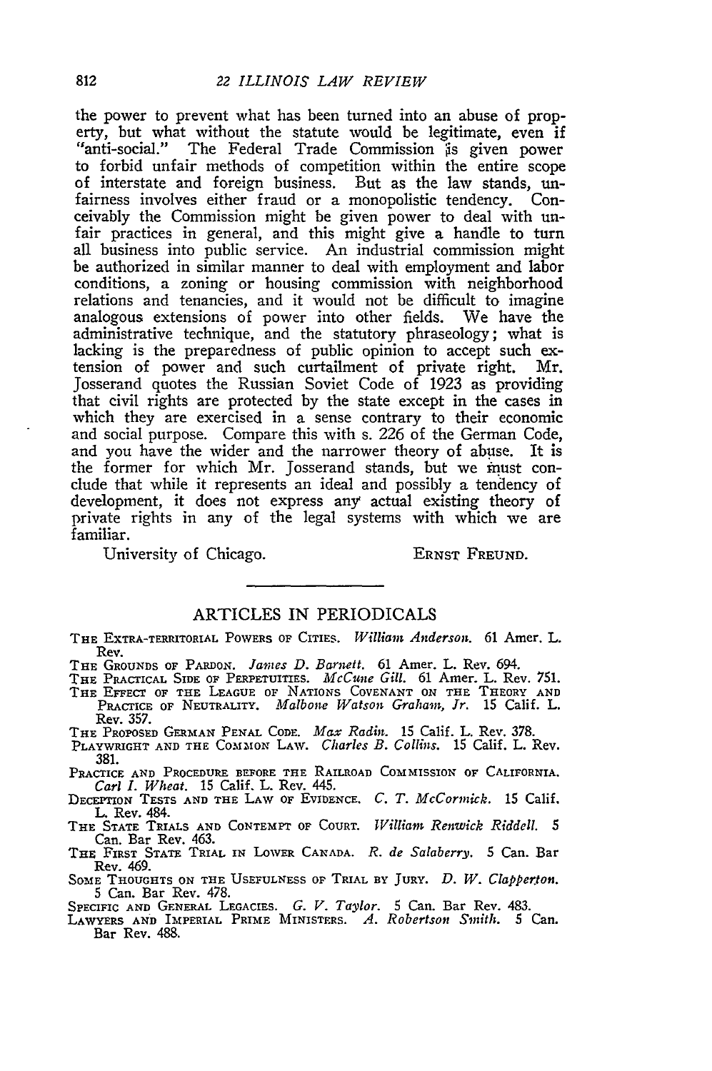the power to prevent what has been turned into an abuse of property, but what without the statute would be legitimate, even if "anti-social." The Federal Trade Commission is given power to forbid unfair methods of competition within the entire scope of interstate and foreign business. But as the law stands, unfairness involves either fraud or a monopolistic tendency. Conceivably the Commission might be given power to deal with unfair practices in general, and this might give a handle to turn all business into public service. An industrial commission might be authorized in similar manner to deal with employment and labor conditions, a zoning or housing commission with neighborhood relations and tenancies, and it would not be difficult to imagine analogous extensions of power into other fields. We have the administrative technique, and the statutory phraseology; what is lacking is the preparedness of public opinion to accept such extension of power and such curtailment of private right. Mr. Josserand quotes the Russian Soviet Code of 1923 as providing that civil rights are protected by the state except in the cases in which they are exercised in a sense contrary to their economic and social purpose. Compare this with s. 226 of the German Code, and you have the wider and the narrower theory of abuse. It is the former for which Mr. Josserand stands, but we must conclude that while it represents an ideal and possibly a tendency of development, it does not express any actual existing theory of private rights in any of the legal systems with which we are familiar.

University of Chicago. ERNST FREUND.

## ARTICLES IN PERIODICALS

THE EXTRA-TERRITORIAL POWERS OF CITIES. *William Anderson.* 61 Amer. L. Rev.

THE GROUNDS OF PARDON. *James D. Barnett.* 61 Amer. L. Rev. 694.

THE PRACTICAL SIDE OF PERPETUITIES. *McCune Gill.* 61 Amer. L. Rev. 751.

THE EFFECT OF THE LEAGUE OF NATIONS COVENANT ON THE THEORY AND PRACTICE OF NEUTRALITY. *Malbone Watson Graham, Jr.* 15 Calif. L. Rev. 357.

THE PROPOSED GERMAN PENAL CODE. *Max Radin.* 15 Calif. L. Rev. 378.

PLAYWRIGHT AND THE COMMON LAW. *Charles B. Collins.* 15 Calif. L. Rev. 381.

PRACTICE AND PROCEDURE BEFORE THE RAILROAD COMMISSION OF CALIFORNIA. *Carl I. Wheat.* 15 Calif. L. Rev. 445.

DECEPTION TESTS AND THE LAW OF EVIDENCE. *C. T. McCormick.* 15 Calif. L. Rev. 484.

THE STATE TRIALS AND CONTEMPT OF COURT. *William Renwick Riddell.* 5 Can. Bar Rev. 463.

THE FIRST STATE TRIAL IN LOWER CANADA. *R. de Salaberry.* 5 Can. Bar Rev. 469.

SOME THOUGHTS ON THE USEFULNESS OF TRIAL BY JURY. *D. W. Clapperton.* 5 Can. Bar Rev. 478.

SPECIFIC AND GENERAL LEGACIES. *G. V. Taylor.* 5 Can. Bar Rev. 483.

LAWYERS AND IMPERIAL PRIME MINISTERS. *A. Robertson Smith.* 5 Can. Bar Rev. 488.